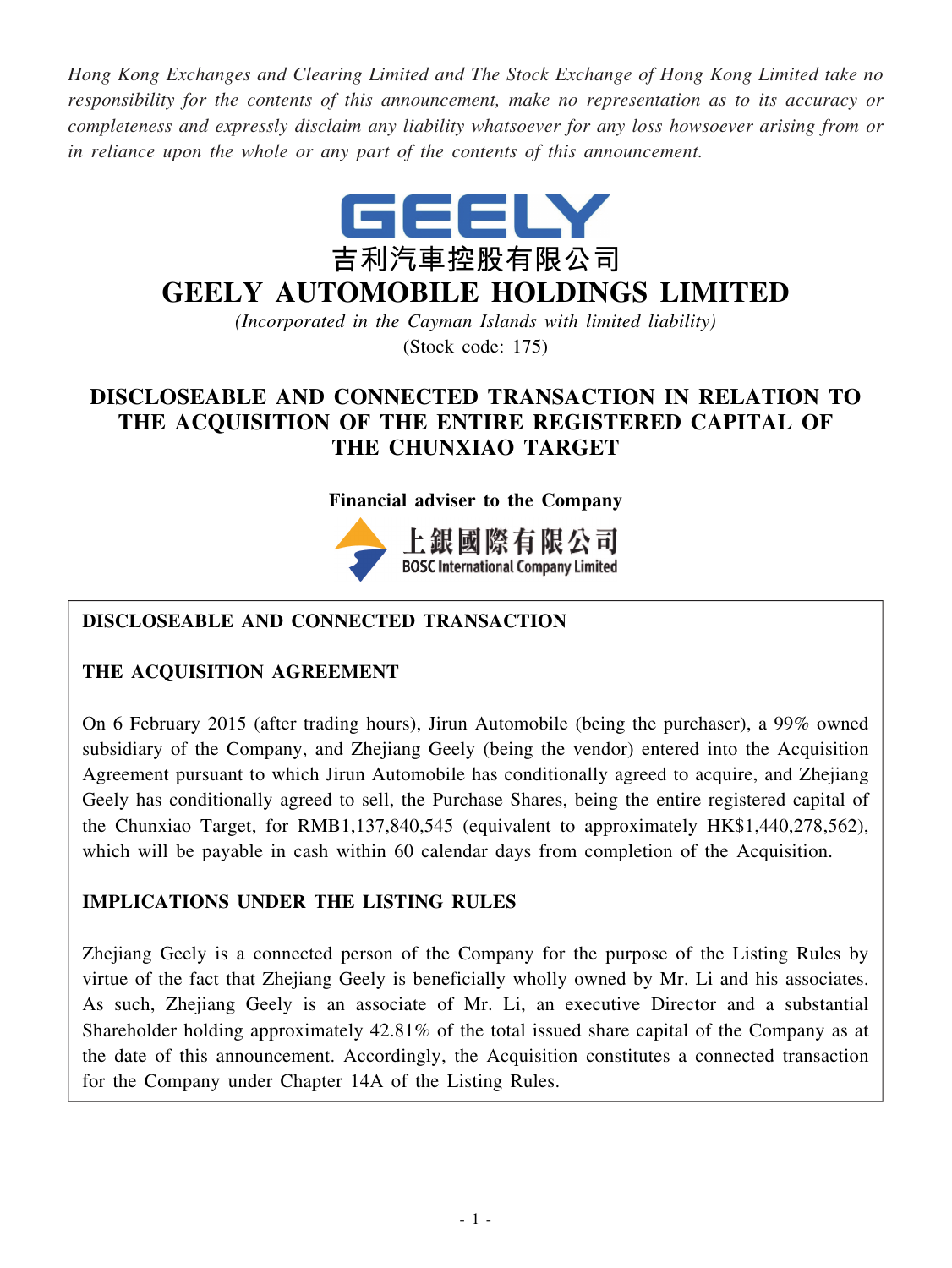*Hong Kong Exchanges and Clearing Limited and The Stock Exchange of Hong Kong Limited take no responsibility for the contents of this announcement, make no representation as to its accuracy or completeness and expressly disclaim any liability whatsoever for any loss howsoever arising from or in reliance upon the whole or any part of the contents of this announcement.*

GEELY

吉利汽車控股有限公司

# GEELY AUTOMOBILE HOLDINGS LIMITED

*(Incorporated in the Cayman Islands with limited liability)*

(Stock code: 175)

## DISCLOSEABLE AND CONNECTED TRANSACTION IN RELATION TO THE ACQUISITION OF THE ENTIRE REGISTERED CAPITAL OF THE CHUNXIAO TARGET

**Financial adviser to the Company**

上銀國際有限公司
BOSC International Company Limited

**DISCLOSEABLE AND CONNECTED TRANSACTION**

**THE ACQUISITION AGREEMENT**

On 6 February 2015 (after trading hours), Jirun Automobile (being the purchaser), a 99% owned subsidiary of the Company, and Zhejiang Geely (being the vendor) entered into the Acquisition Agreement pursuant to which Jirun Automobile has conditionally agreed to acquire, and Zhejiang Geely has conditionally agreed to sell, the Purchase Shares, being the entire registered capital of the Chunxiao Target, for RMB1,137,840,545 (equivalent to approximately HK$1,440,278,562), which will be payable in cash within 60 calendar days from completion of the Acquisition.

**IMPLICATIONS UNDER THE LISTING RULES**

Zhejiang Geely is a connected person of the Company for the purpose of the Listing Rules by virtue of the fact that Zhejiang Geely is beneficially wholly owned by Mr. Li and his associates. As such, Zhejiang Geely is an associate of Mr. Li, an executive Director and a substantial Shareholder holding approximately 42.81% of the total issued share capital of the Company as at the date of this announcement. Accordingly, the Acquisition constitutes a connected transaction for the Company under Chapter 14A of the Listing Rules.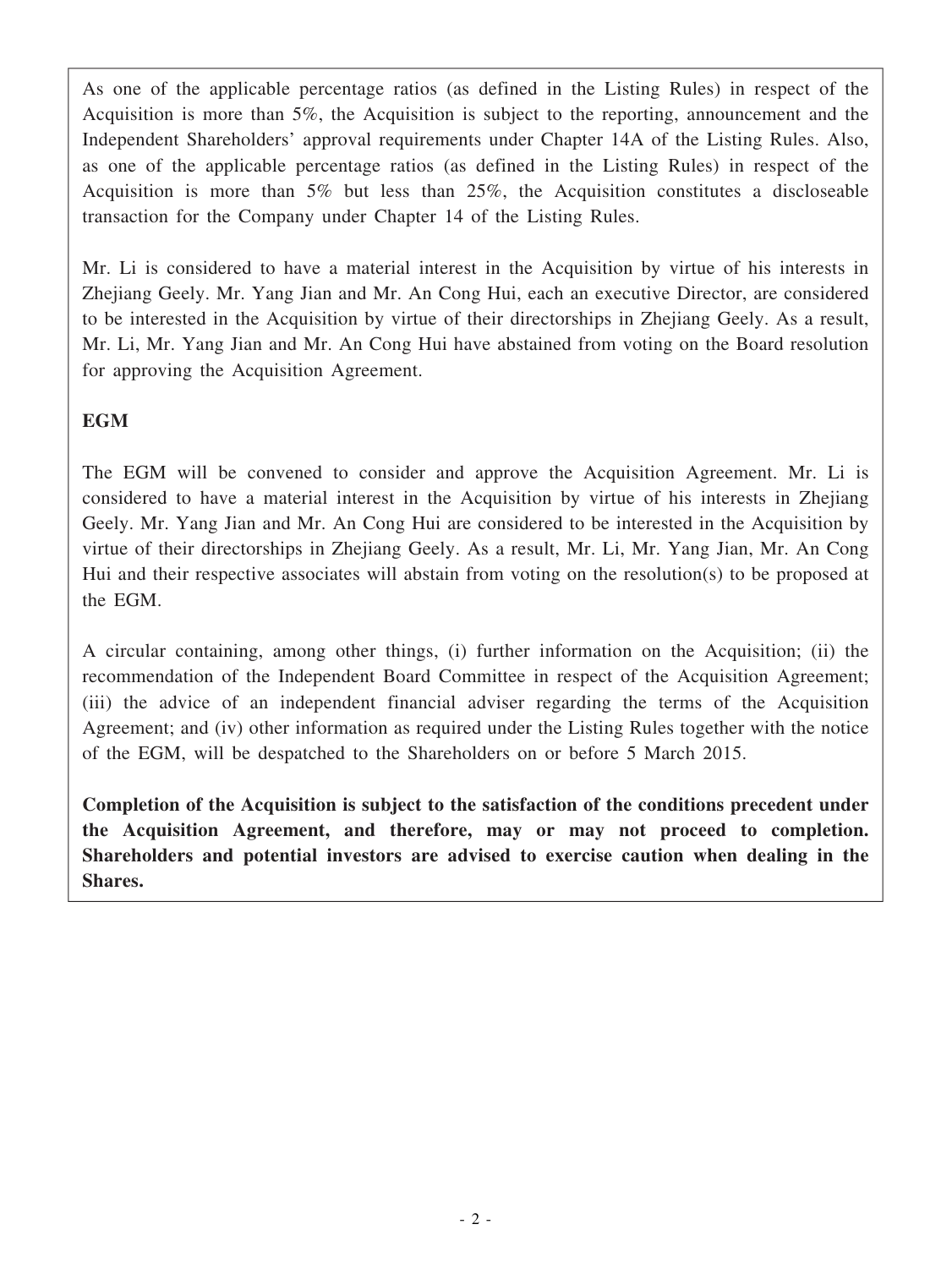As one of the applicable percentage ratios (as defined in the Listing Rules) in respect of the Acquisition is more than 5%, the Acquisition is subject to the reporting, announcement and the Independent Shareholders' approval requirements under Chapter 14A of the Listing Rules. Also, as one of the applicable percentage ratios (as defined in the Listing Rules) in respect of the Acquisition is more than 5% but less than 25%, the Acquisition constitutes a discloseable transaction for the Company under Chapter 14 of the Listing Rules.

Mr. Li is considered to have a material interest in the Acquisition by virtue of his interests in Zhejiang Geely. Mr. Yang Jian and Mr. An Cong Hui, each an executive Director, are considered to be interested in the Acquisition by virtue of their directorships in Zhejiang Geely. As a result, Mr. Li, Mr. Yang Jian and Mr. An Cong Hui have abstained from voting on the Board resolution for approving the Acquisition Agreement.

**EGM**

The EGM will be convened to consider and approve the Acquisition Agreement. Mr. Li is considered to have a material interest in the Acquisition by virtue of his interests in Zhejiang Geely. Mr. Yang Jian and Mr. An Cong Hui are considered to be interested in the Acquisition by virtue of their directorships in Zhejiang Geely. As a result, Mr. Li, Mr. Yang Jian, Mr. An Cong Hui and their respective associates will abstain from voting on the resolution(s) to be proposed at the EGM.

A circular containing, among other things, (i) further information on the Acquisition; (ii) the recommendation of the Independent Board Committee in respect of the Acquisition Agreement; (iii) the advice of an independent financial adviser regarding the terms of the Acquisition Agreement; and (iv) other information as required under the Listing Rules together with the notice of the EGM, will be despatched to the Shareholders on or before 5 March 2015.

**Completion of the Acquisition is subject to the satisfaction of the conditions precedent under the Acquisition Agreement, and therefore, may or may not proceed to completion. Shareholders and potential investors are advised to exercise caution when dealing in the Shares.**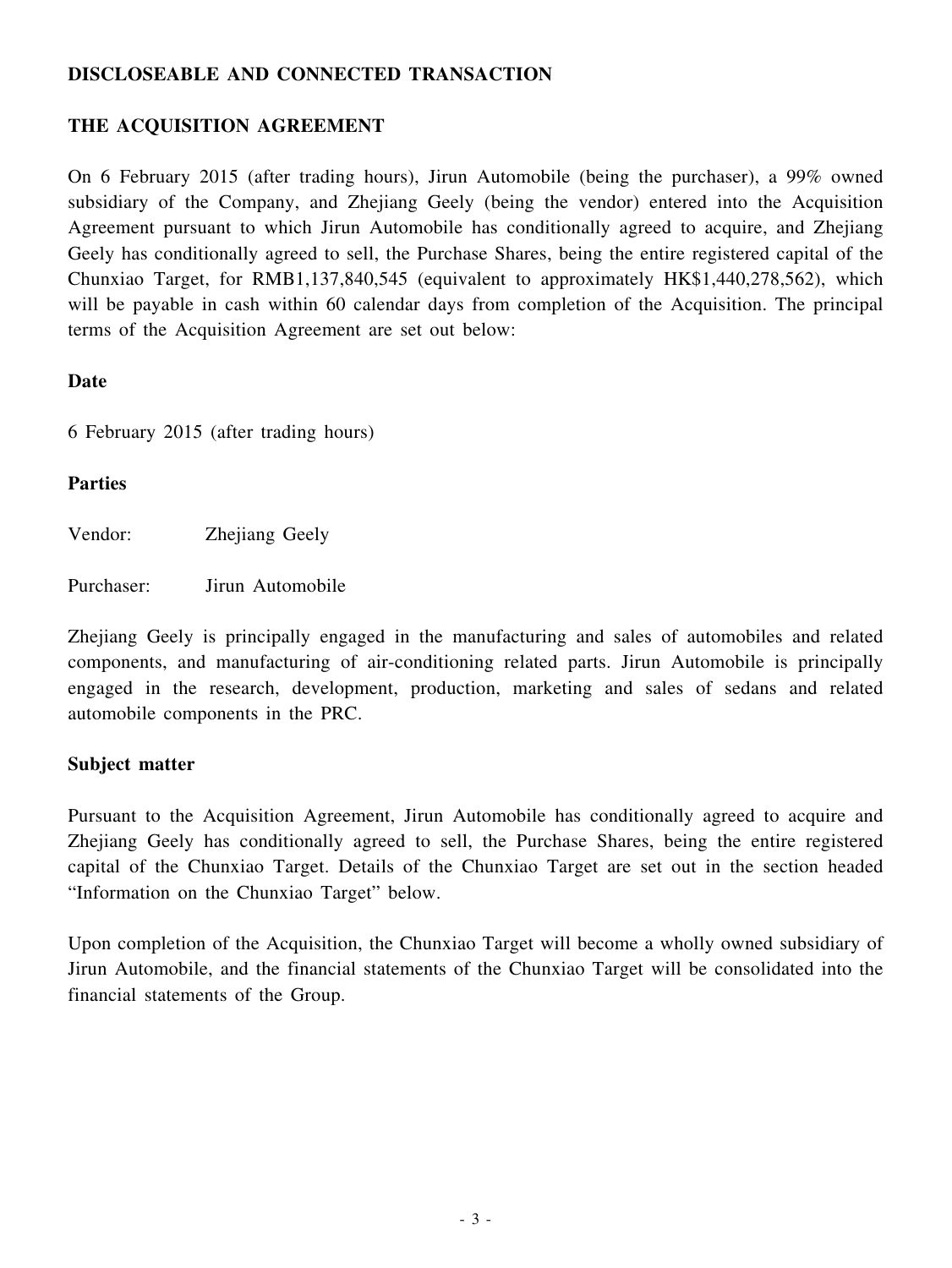## DISCLOSEABLE AND CONNECTED TRANSACTION

### THE ACQUISITION AGREEMENT

On 6 February 2015 (after trading hours), Jirun Automobile (being the purchaser), a 99% owned subsidiary of the Company, and Zhejiang Geely (being the vendor) entered into the Acquisition Agreement pursuant to which Jirun Automobile has conditionally agreed to acquire, and Zhejiang Geely has conditionally agreed to sell, the Purchase Shares, being the entire registered capital of the Chunxiao Target, for RMB1,137,840,545 (equivalent to approximately HK$1,440,278,562), which will be payable in cash within 60 calendar days from completion of the Acquisition. The principal terms of the Acquisition Agreement are set out below:

**Date**

6 February 2015 (after trading hours)

**Parties**

Vendor: Zhejiang Geely

Purchaser: Jirun Automobile

Zhejiang Geely is principally engaged in the manufacturing and sales of automobiles and related components, and manufacturing of air-conditioning related parts. Jirun Automobile is principally engaged in the research, development, production, marketing and sales of sedans and related automobile components in the PRC.

**Subject matter**

Pursuant to the Acquisition Agreement, Jirun Automobile has conditionally agreed to acquire and Zhejiang Geely has conditionally agreed to sell, the Purchase Shares, being the entire registered capital of the Chunxiao Target. Details of the Chunxiao Target are set out in the section headed "Information on the Chunxiao Target" below.

Upon completion of the Acquisition, the Chunxiao Target will become a wholly owned subsidiary of Jirun Automobile, and the financial statements of the Chunxiao Target will be consolidated into the financial statements of the Group.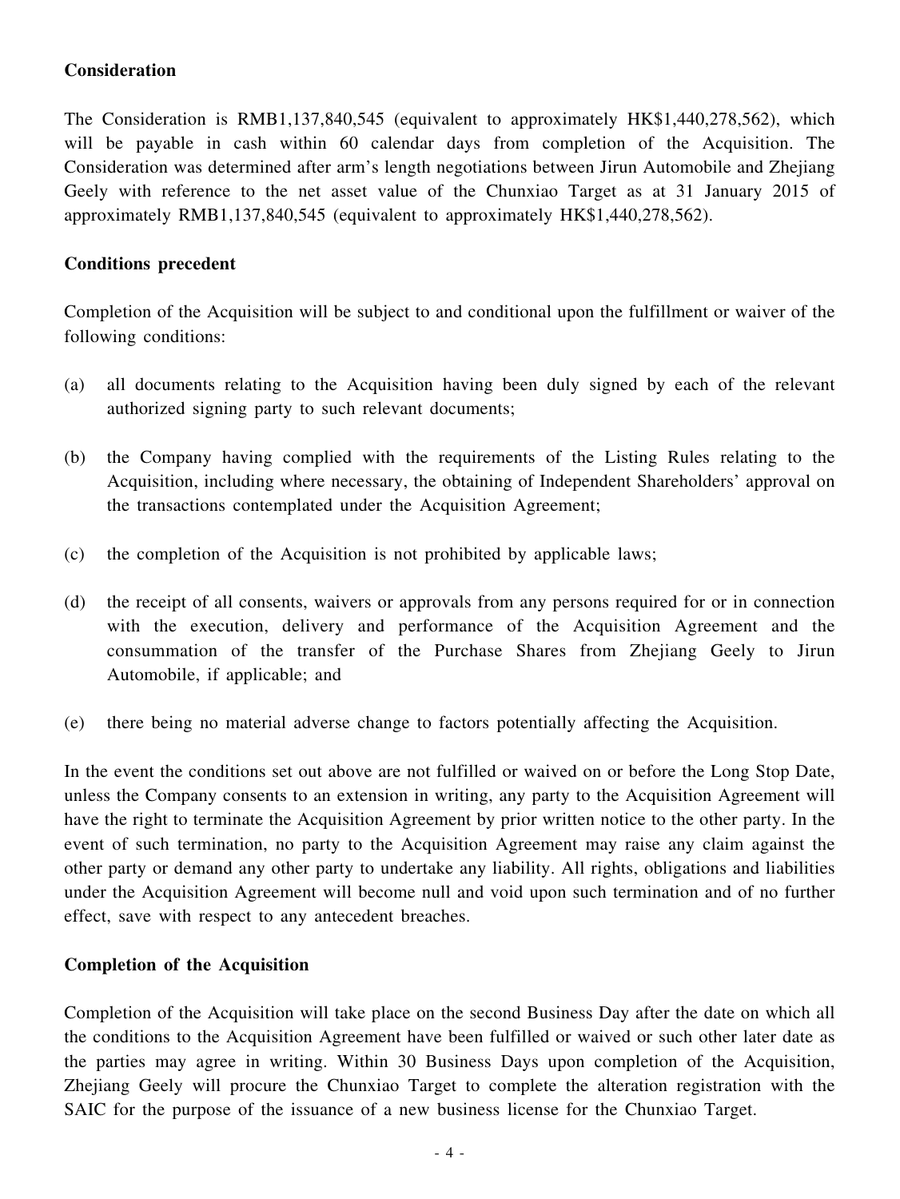**Consideration**

The Consideration is RMB1,137,840,545 (equivalent to approximately HK$1,440,278,562), which will be payable in cash within 60 calendar days from completion of the Acquisition. The Consideration was determined after arm's length negotiations between Jirun Automobile and Zhejiang Geely with reference to the net asset value of the Chunxiao Target as at 31 January 2015 of approximately RMB1,137,840,545 (equivalent to approximately HK$1,440,278,562).

**Conditions precedent**

Completion of the Acquisition will be subject to and conditional upon the fulfillment or waiver of the following conditions:

(a) all documents relating to the Acquisition having been duly signed by each of the relevant authorized signing party to such relevant documents;

(b) the Company having complied with the requirements of the Listing Rules relating to the Acquisition, including where necessary, the obtaining of Independent Shareholders' approval on the transactions contemplated under the Acquisition Agreement;

(c) the completion of the Acquisition is not prohibited by applicable laws;

(d) the receipt of all consents, waivers or approvals from any persons required for or in connection with the execution, delivery and performance of the Acquisition Agreement and the consummation of the transfer of the Purchase Shares from Zhejiang Geely to Jirun Automobile, if applicable; and

(e) there being no material adverse change to factors potentially affecting the Acquisition.

In the event the conditions set out above are not fulfilled or waived on or before the Long Stop Date, unless the Company consents to an extension in writing, any party to the Acquisition Agreement will have the right to terminate the Acquisition Agreement by prior written notice to the other party. In the event of such termination, no party to the Acquisition Agreement may raise any claim against the other party or demand any other party to undertake any liability. All rights, obligations and liabilities under the Acquisition Agreement will become null and void upon such termination and of no further effect, save with respect to any antecedent breaches.

**Completion of the Acquisition**

Completion of the Acquisition will take place on the second Business Day after the date on which all the conditions to the Acquisition Agreement have been fulfilled or waived or such other later date as the parties may agree in writing. Within 30 Business Days upon completion of the Acquisition, Zhejiang Geely will procure the Chunxiao Target to complete the alteration registration with the SAIC for the purpose of the issuance of a new business license for the Chunxiao Target.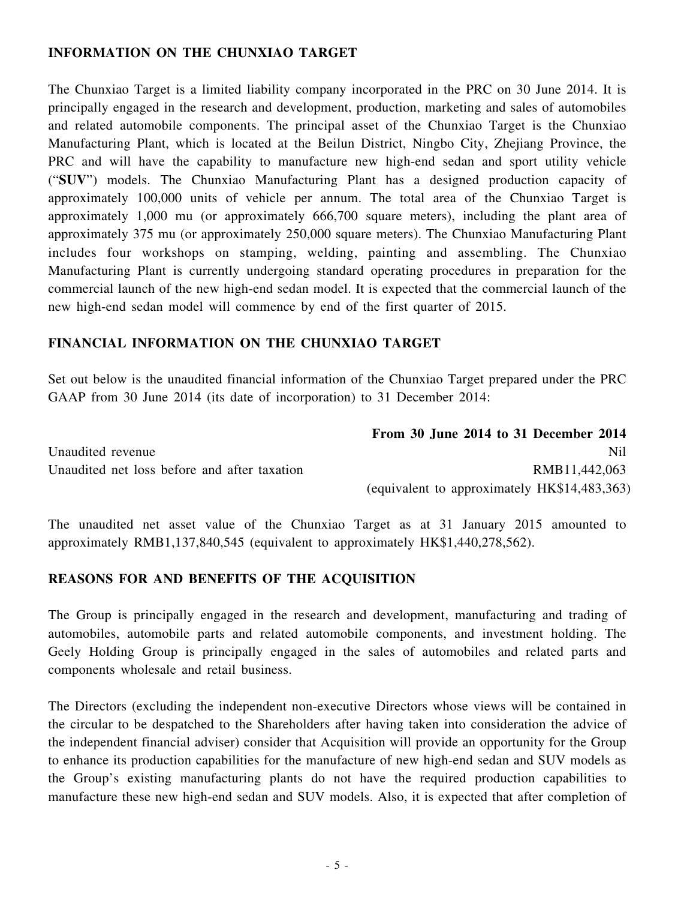## INFORMATION ON THE CHUNXIAO TARGET

The Chunxiao Target is a limited liability company incorporated in the PRC on 30 June 2014. It is principally engaged in the research and development, production, marketing and sales of automobiles and related automobile components. The principal asset of the Chunxiao Target is the Chunxiao Manufacturing Plant, which is located at the Beilun District, Ningbo City, Zhejiang Province, the PRC and will have the capability to manufacture new high-end sedan and sport utility vehicle ("**SUV**") models. The Chunxiao Manufacturing Plant has a designed production capacity of approximately 100,000 units of vehicle per annum. The total area of the Chunxiao Target is approximately 1,000 mu (or approximately 666,700 square meters), including the plant area of approximately 375 mu (or approximately 250,000 square meters). The Chunxiao Manufacturing Plant includes four workshops on stamping, welding, painting and assembling. The Chunxiao Manufacturing Plant is currently undergoing standard operating procedures in preparation for the commercial launch of the new high-end sedan model. It is expected that the commercial launch of the new high-end sedan model will commence by end of the first quarter of 2015.

## FINANCIAL INFORMATION ON THE CHUNXIAO TARGET

Set out below is the unaudited financial information of the Chunxiao Target prepared under the PRC GAAP from 30 June 2014 (its date of incorporation) to 31 December 2014:

| | **From 30 June 2014 to 31 December 2014** |
|---|---|
| Unaudited revenue | Nil |
| Unaudited net loss before and after taxation | RMB11,442,063 (equivalent to approximately HK$14,483,363) |

The unaudited net asset value of the Chunxiao Target as at 31 January 2015 amounted to approximately RMB1,137,840,545 (equivalent to approximately HK$1,440,278,562).

## REASONS FOR AND BENEFITS OF THE ACQUISITION

The Group is principally engaged in the research and development, manufacturing and trading of automobiles, automobile parts and related automobile components, and investment holding. The Geely Holding Group is principally engaged in the sales of automobiles and related parts and components wholesale and retail business.

The Directors (excluding the independent non-executive Directors whose views will be contained in the circular to be despatched to the Shareholders after having taken into consideration the advice of the independent financial adviser) consider that Acquisition will provide an opportunity for the Group to enhance its production capabilities for the manufacture of new high-end sedan and SUV models as the Group's existing manufacturing plants do not have the required production capabilities to manufacture these new high-end sedan and SUV models. Also, it is expected that after completion of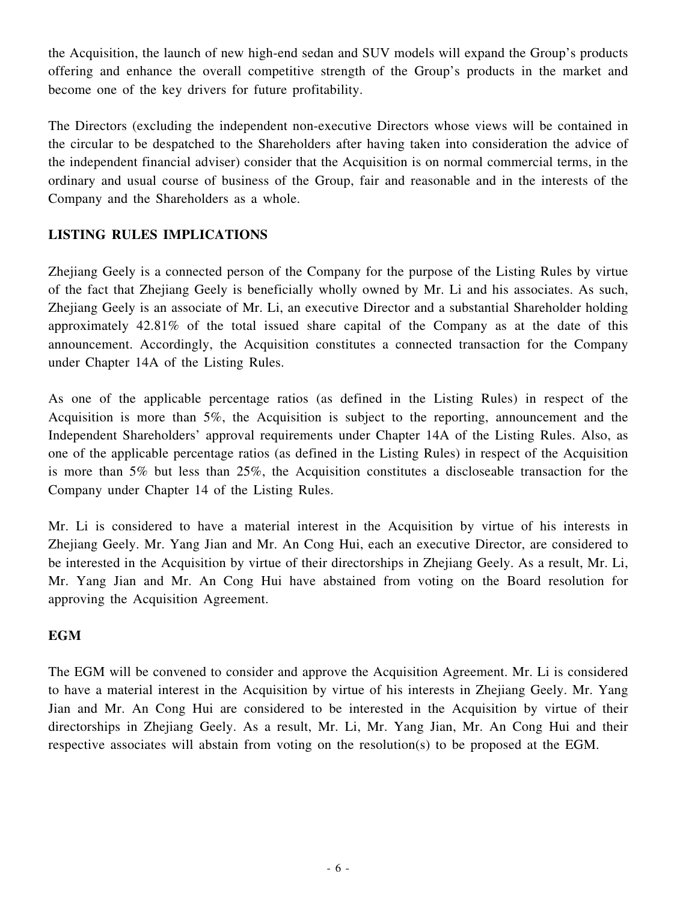the Acquisition, the launch of new high-end sedan and SUV models will expand the Group's products offering and enhance the overall competitive strength of the Group's products in the market and become one of the key drivers for future profitability.

The Directors (excluding the independent non-executive Directors whose views will be contained in the circular to be despatched to the Shareholders after having taken into consideration the advice of the independent financial adviser) consider that the Acquisition is on normal commercial terms, in the ordinary and usual course of business of the Group, fair and reasonable and in the interests of the Company and the Shareholders as a whole.

## LISTING RULES IMPLICATIONS

Zhejiang Geely is a connected person of the Company for the purpose of the Listing Rules by virtue of the fact that Zhejiang Geely is beneficially wholly owned by Mr. Li and his associates. As such, Zhejiang Geely is an associate of Mr. Li, an executive Director and a substantial Shareholder holding approximately 42.81% of the total issued share capital of the Company as at the date of this announcement. Accordingly, the Acquisition constitutes a connected transaction for the Company under Chapter 14A of the Listing Rules.

As one of the applicable percentage ratios (as defined in the Listing Rules) in respect of the Acquisition is more than 5%, the Acquisition is subject to the reporting, announcement and the Independent Shareholders' approval requirements under Chapter 14A of the Listing Rules. Also, as one of the applicable percentage ratios (as defined in the Listing Rules) in respect of the Acquisition is more than 5% but less than 25%, the Acquisition constitutes a discloseable transaction for the Company under Chapter 14 of the Listing Rules.

Mr. Li is considered to have a material interest in the Acquisition by virtue of his interests in Zhejiang Geely. Mr. Yang Jian and Mr. An Cong Hui, each an executive Director, are considered to be interested in the Acquisition by virtue of their directorships in Zhejiang Geely. As a result, Mr. Li, Mr. Yang Jian and Mr. An Cong Hui have abstained from voting on the Board resolution for approving the Acquisition Agreement.

## EGM

The EGM will be convened to consider and approve the Acquisition Agreement. Mr. Li is considered to have a material interest in the Acquisition by virtue of his interests in Zhejiang Geely. Mr. Yang Jian and Mr. An Cong Hui are considered to be interested in the Acquisition by virtue of their directorships in Zhejiang Geely. As a result, Mr. Li, Mr. Yang Jian, Mr. An Cong Hui and their respective associates will abstain from voting on the resolution(s) to be proposed at the EGM.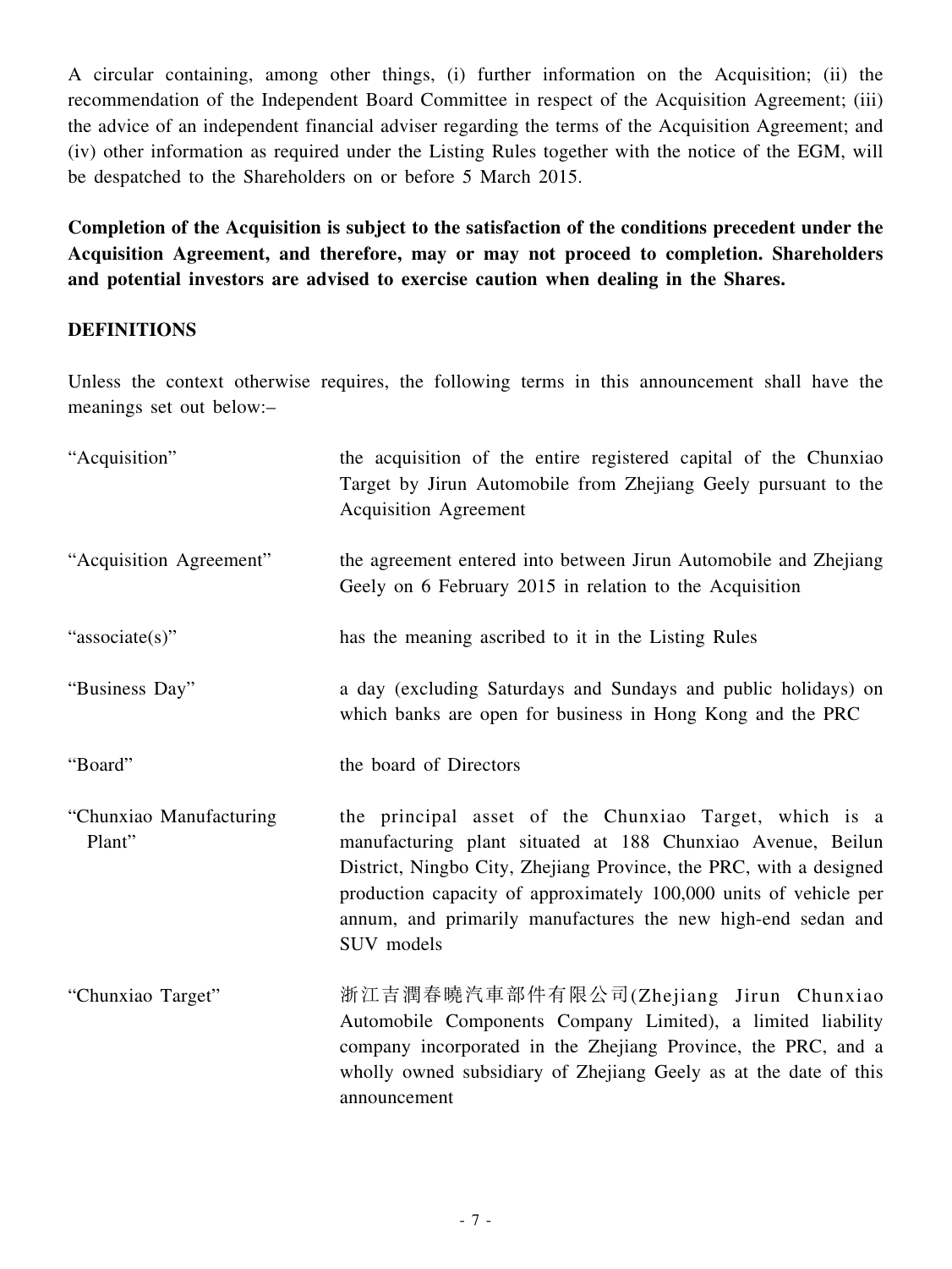A circular containing, among other things, (i) further information on the Acquisition; (ii) the recommendation of the Independent Board Committee in respect of the Acquisition Agreement; (iii) the advice of an independent financial adviser regarding the terms of the Acquisition Agreement; and (iv) other information as required under the Listing Rules together with the notice of the EGM, will be despatched to the Shareholders on or before 5 March 2015.

**Completion of the Acquisition is subject to the satisfaction of the conditions precedent under the Acquisition Agreement, and therefore, may or may not proceed to completion. Shareholders and potential investors are advised to exercise caution when dealing in the Shares.**

## DEFINITIONS

Unless the context otherwise requires, the following terms in this announcement shall have the meanings set out below:–

| | |
|---|---|
| "Acquisition" | the acquisition of the entire registered capital of the Chunxiao Target by Jirun Automobile from Zhejiang Geely pursuant to the Acquisition Agreement |
| "Acquisition Agreement" | the agreement entered into between Jirun Automobile and Zhejiang Geely on 6 February 2015 in relation to the Acquisition |
| "associate(s)" | has the meaning ascribed to it in the Listing Rules |
| "Business Day" | a day (excluding Saturdays and Sundays and public holidays) on which banks are open for business in Hong Kong and the PRC |
| "Board" | the board of Directors |
| "Chunxiao Manufacturing Plant" | the principal asset of the Chunxiao Target, which is a manufacturing plant situated at 188 Chunxiao Avenue, Beilun District, Ningbo City, Zhejiang Province, the PRC, with a designed production capacity of approximately 100,000 units of vehicle per annum, and primarily manufactures the new high-end sedan and SUV models |
| "Chunxiao Target" | 浙江吉潤春曉汽車部件有限公司(Zhejiang Jirun Chunxiao Automobile Components Company Limited), a limited liability company incorporated in the Zhejiang Province, the PRC, and a wholly owned subsidiary of Zhejiang Geely as at the date of this announcement |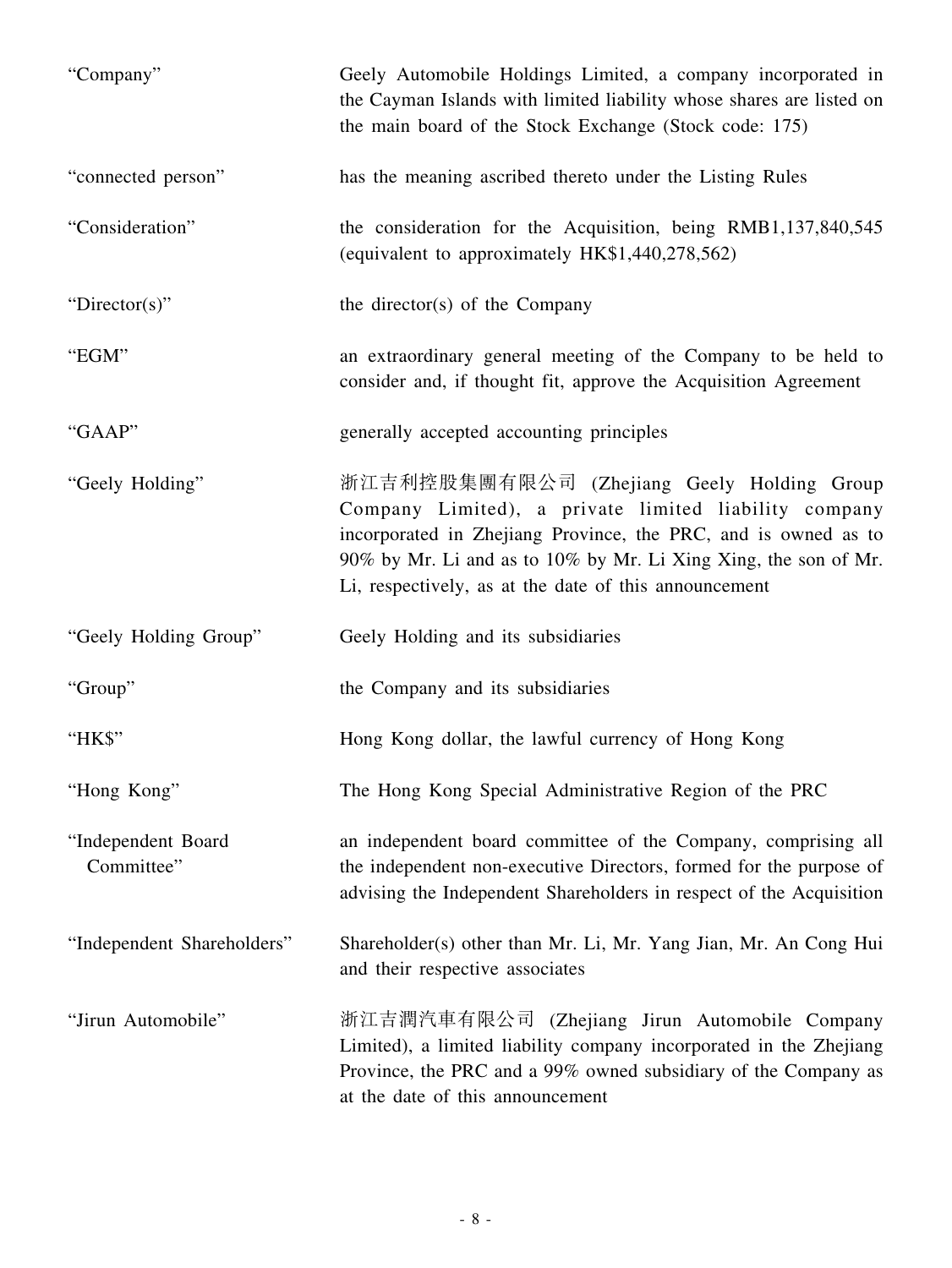| | |
|---|---|
| "Company" | Geely Automobile Holdings Limited, a company incorporated in the Cayman Islands with limited liability whose shares are listed on the main board of the Stock Exchange (Stock code: 175) |
| "connected person" | has the meaning ascribed thereto under the Listing Rules |
| "Consideration" | the consideration for the Acquisition, being RMB1,137,840,545 (equivalent to approximately HK$1,440,278,562) |
| "Director(s)" | the director(s) of the Company |
| "EGM" | an extraordinary general meeting of the Company to be held to consider and, if thought fit, approve the Acquisition Agreement |
| "GAAP" | generally accepted accounting principles |
| "Geely Holding" | 浙江吉利控股集團有限公司 (Zhejiang Geely Holding Group Company Limited), a private limited liability company incorporated in Zhejiang Province, the PRC, and is owned as to 90% by Mr. Li and as to 10% by Mr. Li Xing Xing, the son of Mr. Li, respectively, as at the date of this announcement |
| "Geely Holding Group" | Geely Holding and its subsidiaries |
| "Group" | the Company and its subsidiaries |
| "HK$" | Hong Kong dollar, the lawful currency of Hong Kong |
| "Hong Kong" | The Hong Kong Special Administrative Region of the PRC |
| "Independent Board Committee" | an independent board committee of the Company, comprising all the independent non-executive Directors, formed for the purpose of advising the Independent Shareholders in respect of the Acquisition |
| "Independent Shareholders" | Shareholder(s) other than Mr. Li, Mr. Yang Jian, Mr. An Cong Hui and their respective associates |
| "Jirun Automobile" | 浙江吉潤汽車有限公司 (Zhejiang Jirun Automobile Company Limited), a limited liability company incorporated in the Zhejiang Province, the PRC and a 99% owned subsidiary of the Company as at the date of this announcement |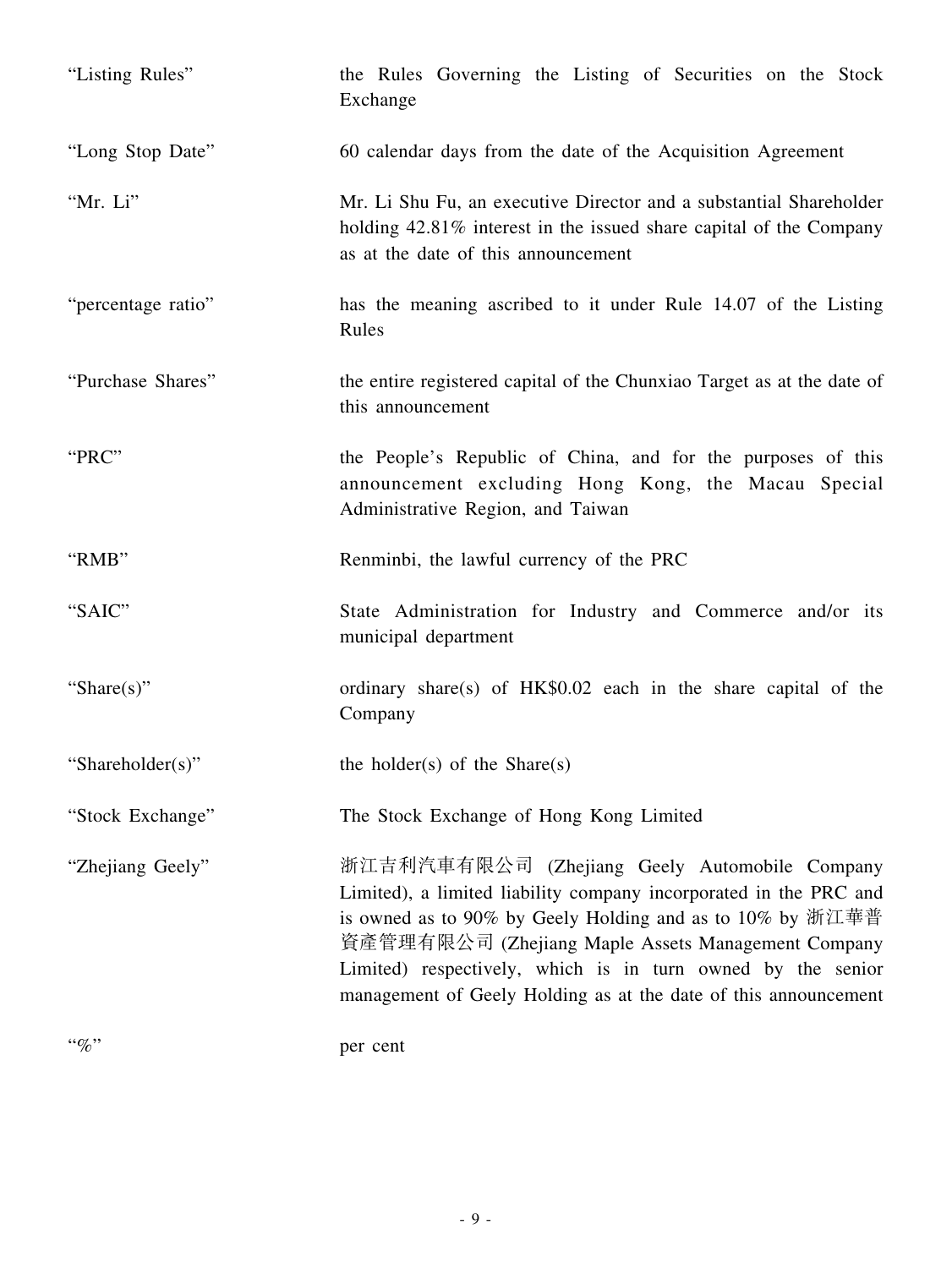| | |
|---|---|
| "Listing Rules" | the Rules Governing the Listing of Securities on the Stock Exchange |
| "Long Stop Date" | 60 calendar days from the date of the Acquisition Agreement |
| "Mr. Li" | Mr. Li Shu Fu, an executive Director and a substantial Shareholder holding 42.81% interest in the issued share capital of the Company as at the date of this announcement |
| "percentage ratio" | has the meaning ascribed to it under Rule 14.07 of the Listing Rules |
| "Purchase Shares" | the entire registered capital of the Chunxiao Target as at the date of this announcement |
| "PRC" | the People's Republic of China, and for the purposes of this announcement excluding Hong Kong, the Macau Special Administrative Region, and Taiwan |
| "RMB" | Renminbi, the lawful currency of the PRC |
| "SAIC" | State Administration for Industry and Commerce and/or its municipal department |
| "Share(s)" | ordinary share(s) of HK$0.02 each in the share capital of the Company |
| "Shareholder(s)" | the holder(s) of the Share(s) |
| "Stock Exchange" | The Stock Exchange of Hong Kong Limited |
| "Zhejiang Geely" | 浙江吉利汽車有限公司 (Zhejiang Geely Automobile Company Limited), a limited liability company incorporated in the PRC and is owned as to 90% by Geely Holding and as to 10% by 浙江華普資產管理有限公司 (Zhejiang Maple Assets Management Company Limited) respectively, which is in turn owned by the senior management of Geely Holding as at the date of this announcement |
| "%" | per cent |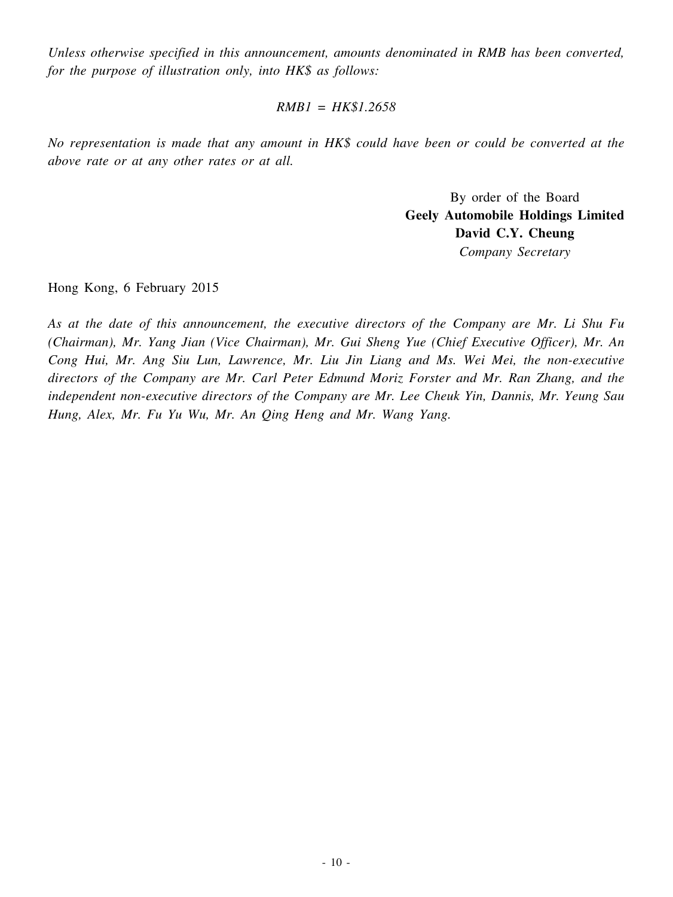*Unless otherwise specified in this announcement, amounts denominated in RMB has been converted, for the purpose of illustration only, into HK$ as follows:*

*RMB1 = HK$1.2658*

*No representation is made that any amount in HK$ could have been or could be converted at the above rate or at any other rates or at all.*

By order of the Board
**Geely Automobile Holdings Limited**
**David C.Y. Cheung**
*Company Secretary*

Hong Kong, 6 February 2015

*As at the date of this announcement, the executive directors of the Company are Mr. Li Shu Fu (Chairman), Mr. Yang Jian (Vice Chairman), Mr. Gui Sheng Yue (Chief Executive Officer), Mr. An Cong Hui, Mr. Ang Siu Lun, Lawrence, Mr. Liu Jin Liang and Ms. Wei Mei, the non-executive directors of the Company are Mr. Carl Peter Edmund Moriz Forster and Mr. Ran Zhang, and the independent non-executive directors of the Company are Mr. Lee Cheuk Yin, Dannis, Mr. Yeung Sau Hung, Alex, Mr. Fu Yu Wu, Mr. An Qing Heng and Mr. Wang Yang.*